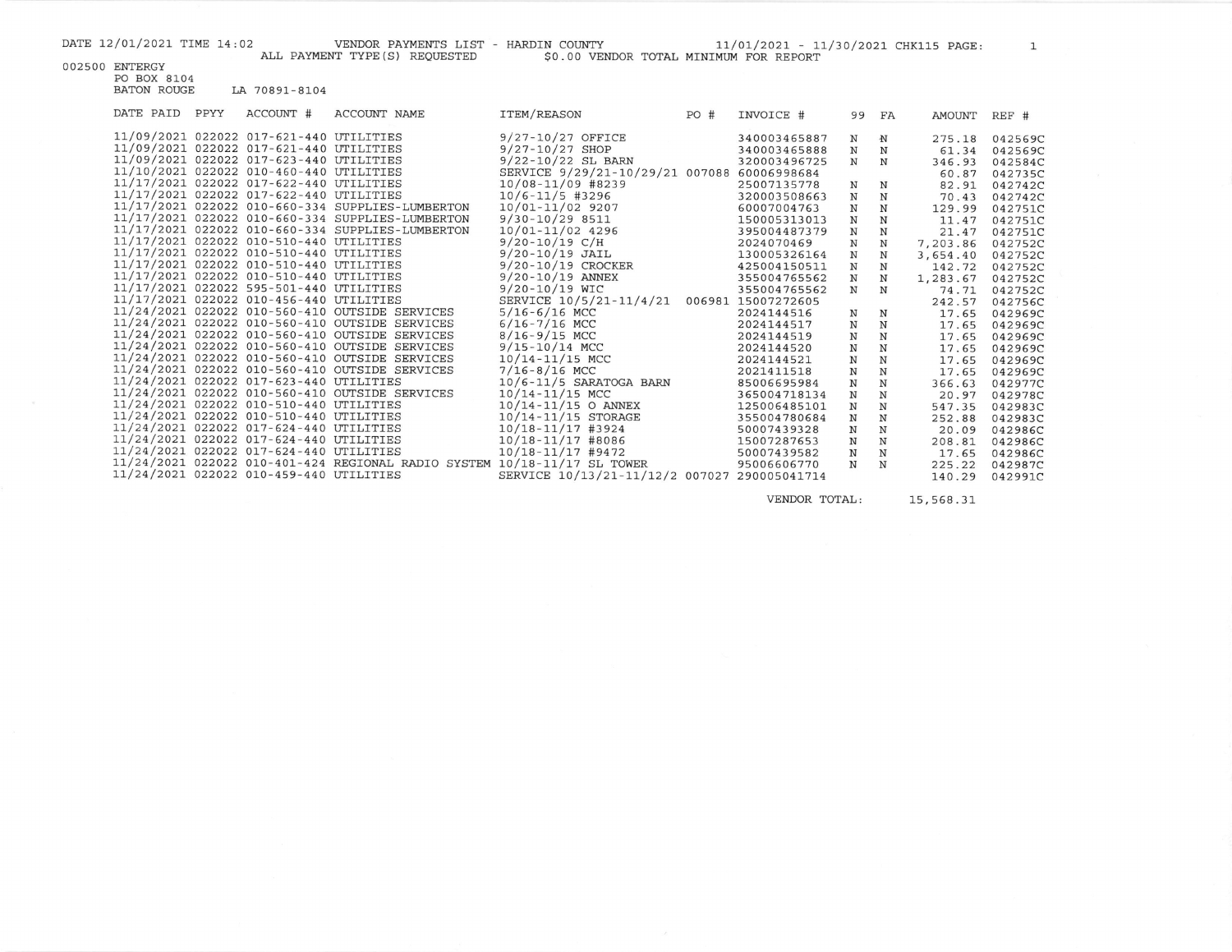DATE 12/01/2021 TIME 14:02 VENDOR PAYMENTS LIST - HARDIN COUNTY 11/01/2021 - 11/30/2021 CHK115

ALL PAYMENT TYPE(S) REQUESTED $0.00 VENDOR TOTAL MINIMUM FOR REPORT

002500 ENTERGY
PO BOX 8104
BATON ROUGE LA 70891-8104

| DATE PAID | PPYY | ACCOUNT # | ACCOUNT NAME | ITEM/REASON | PO # | INVOICE # | 99 | FA | AMOUNT | REF # |
|---|---|---|---|---|---|---|---|---|---|---|
| 11/09/2021 | 022022 | 017-621-440 | UTILITIES | 9/27-10/27 OFFICE | | 340003465887 | N | N | 275.18 | 042569C |
| 11/09/2021 | 022022 | 017-621-440 | UTILITIES | 9/27-10/27 SHOP | | 340003465888 | N | N | 61.34 | 042569C |
| 11/09/2021 | 022022 | 017-623-440 | UTILITIES | 9/22-10/22 SL BARN | | 320003496725 | N | N | 346.93 | 042584C |
| 11/10/2021 | 022022 | 010-460-440 | UTILITIES | SERVICE 9/29/21-10/29/21 | 007088 | 60006998684 | | | 60.87 | 042735C |
| 11/17/2021 | 022022 | 017-622-440 | UTILITIES | 10/08-11/09 #8239 | | 25007135778 | N | N | 82.91 | 042742C |
| 11/17/2021 | 022022 | 017-622-440 | UTILITIES | 10/6-11/5 #3296 | | 320003508663 | N | N | 70.43 | 042742C |
| 11/17/2021 | 022022 | 010-660-334 | SUPPLIES-LUMBERTON | 10/01-11/02 9207 | | 60007004763 | N | N | 129.99 | 042751C |
| 11/17/2021 | 022022 | 010-660-334 | SUPPLIES-LUMBERTON | 9/30-10/29 8511 | | 150005313013 | N | N | 11.47 | 042751C |
| 11/17/2021 | 022022 | 010-660-334 | SUPPLIES-LUMBERTON | 10/01-11/02 4296 | | 395004487379 | N | N | 21.47 | 042751C |
| 11/17/2021 | 022022 | 010-510-440 | UTILITIES | 9/20-10/19 C/H | | 2024070469 | N | N | 7,203.86 | 042752C |
| 11/17/2021 | 022022 | 010-510-440 | UTILITIES | 9/20-10/19 JAIL | | 130005326164 | N | N | 3,654.40 | 042752C |
| 11/17/2021 | 022022 | 010-510-440 | UTILITIES | 9/20-10/19 CROCKER | | 425004150511 | N | N | 142.72 | 042752C |
| 11/17/2021 | 022022 | 010-510-440 | UTILITIES | 9/20-10/19 ANNEX | | 355004765562 | N | N | 1,283.67 | 042752C |
| 11/17/2021 | 022022 | 595-501-440 | UTILITIES | 9/20-10/19 WIC | | 355004765562 | N | N | 74.71 | 042752C |
| 11/17/2021 | 022022 | 010-456-440 | UTILITIES | SERVICE 10/5/21-11/4/21 | 006981 | 15007272605 | | | 242.57 | 042756C |
| 11/24/2021 | 022022 | 010-560-410 | OUTSIDE SERVICES | 5/16-6/16 MCC | | 2024144516 | N | N | 17.65 | 042969C |
| 11/24/2021 | 022022 | 010-560-410 | OUTSIDE SERVICES | 6/16-7/16 MCC | | 2024144517 | N | N | 17.65 | 042969C |
| 11/24/2021 | 022022 | 010-560-410 | OUTSIDE SERVICES | 8/16-9/15 MCC | | 2024144519 | N | N | 17.65 | 042969C |
| 11/24/2021 | 022022 | 010-560-410 | OUTSIDE SERVICES | 9/15-10/14 MCC | | 2024144520 | N | N | 17.65 | 042969C |
| 11/24/2021 | 022022 | 010-560-410 | OUTSIDE SERVICES | 10/14-11/15 MCC | | 2024144521 | N | N | 17.65 | 042969C |
| 11/24/2021 | 022022 | 010-560-410 | OUTSIDE SERVICES | 7/16-8/16 MCC | | 2021411518 | N | N | 17.65 | 042969C |
| 11/24/2021 | 022022 | 017-623-440 | UTILITIES | 10/6-11/5 SARATOGA BARN | | 85006695984 | N | N | 366.63 | 042977C |
| 11/24/2021 | 022022 | 010-560-410 | OUTSIDE SERVICES | 10/14-11/15 MCC | | 365004718134 | N | N | 20.97 | 042978C |
| 11/24/2021 | 022022 | 010-510-440 | UTILITIES | 10/14-11/15 O ANNEX | | 125006485101 | N | N | 547.35 | 042983C |
| 11/24/2021 | 022022 | 010-510-440 | UTILITIES | 10/14-11/15 STORAGE | | 355004780684 | N | N | 252.88 | 042983C |
| 11/24/2021 | 022022 | 017-624-440 | UTILITIES | 10/18-11/17 #3924 | | 50007439328 | N | N | 20.09 | 042986C |
| 11/24/2021 | 022022 | 017-624-440 | UTILITIES | 10/18-11/17 #8086 | | 15007287653 | N | N | 208.81 | 042986C |
| 11/24/2021 | 022022 | 017-624-440 | UTILITIES | 10/18-11/17 #9472 | | 50007439582 | N | N | 17.65 | 042986C |
| 11/24/2021 | 022022 | 010-401-424 | REGIONAL RADIO SYSTEM | 10/18-11/17 SL TOWER | | 95006606770 | N | N | 225.22 | 042987C |
| 11/24/2021 | 022022 | 010-459-440 | UTILITIES | SERVICE 10/13/21-11/12/2 | 007027 | 290005041714 | | | 140.29 | 042991C |
| | | | | | | VENDOR TOTAL: | | | 15,568.31 | |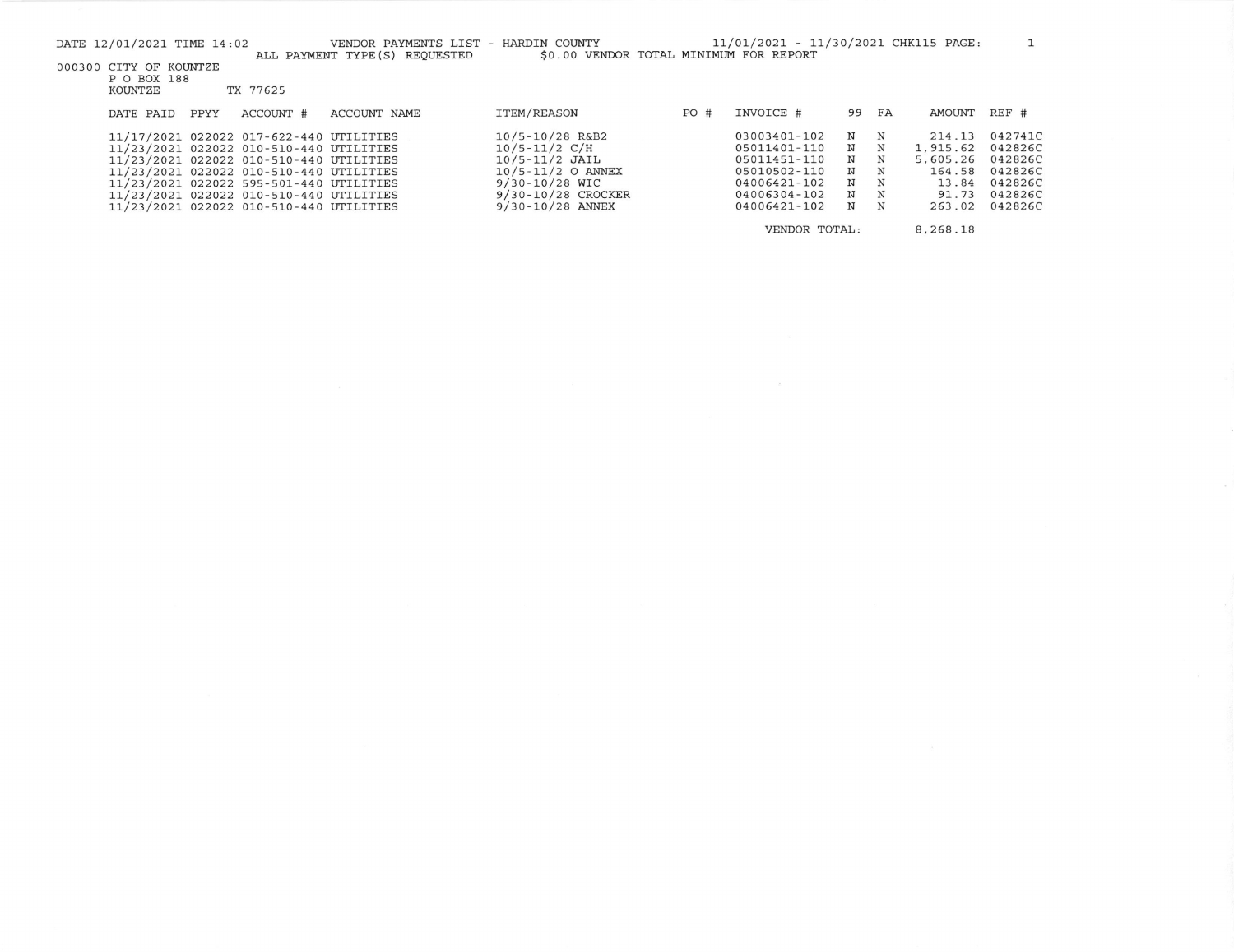DATE 12/01/2021 TIME 14:02 VENDOR PAYMENTS LIST - HARDIN COUNTY 11/01/2021 - 11/30/2021 CHK115 PAGE: 1

ALL PAYMENT TYPE(S) REQUESTED $0.00 VENDOR TOTAL MINIMUM FOR REPORT

000300 CITY OF KOUNTZE
P O BOX 188
KOUNTZE TX 77625

| DATE PAID | PPYY | ACCOUNT # | ACCOUNT NAME | ITEM/REASON | PO # | INVOICE # | 99 | FA | AMOUNT | REF # |
|---|---|---|---|---|---|---|---|---|---|---|
| 11/17/2021 | 022022 | 017-622-440 | UTILITIES | 10/5-10/28 R&B2 | | 03003401-102 | N | N | 214.13 | 042741C |
| 11/23/2021 | 022022 | 010-510-440 | UTILITIES | 10/5-11/2 C/H | | 05011401-110 | N | N | 1,915.62 | 042826C |
| 11/23/2021 | 022022 | 010-510-440 | UTILITIES | 10/5-11/2 JAIL | | 05011451-110 | N | N | 5,605.26 | 042826C |
| 11/23/2021 | 022022 | 010-510-440 | UTILITIES | 10/5-11/2 O ANNEX | | 05010502-110 | N | N | 164.58 | 042826C |
| 11/23/2021 | 022022 | 595-501-440 | UTILITIES | 9/30-10/28 WIC | | 04006421-102 | N | N | 13.84 | 042826C |
| 11/23/2021 | 022022 | 010-510-440 | UTILITIES | 9/30-10/28 CROCKER | | 04006304-102 | N | N | 91.73 | 042826C |
| 11/23/2021 | 022022 | 010-510-440 | UTILITIES | 9/30-10/28 ANNEX | | 04006421-102 | N | N | 263.02 | 042826C |
| | | | | | | VENDOR TOTAL: | | | 8,268.18 | |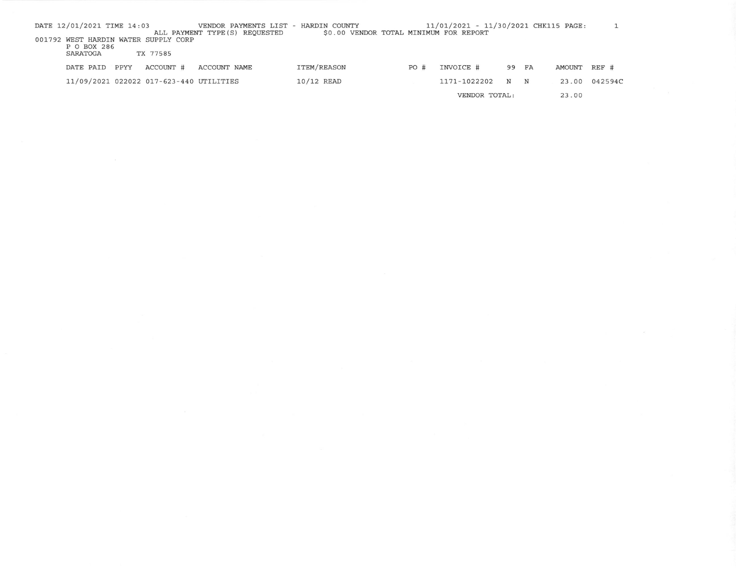DATE 12/01/2021 TIME 14:03 VENDOR PAYMENTS LIST - HARDIN COUNTY 11/01/2021 - 11/30/2021 CHK115 PAGE: 1

ALL PAYMENT TYPE(S) REQUESTED $0.00 VENDOR TOTAL MINIMUM FOR REPORT

001792 WEST HARDIN WATER SUPPLY CORP
P O BOX 286
SARATOGA TX 77585

| DATE PAID | PPYY | ACCOUNT # | ACCOUNT NAME | ITEM/REASON | PO # | INVOICE # | 99 | FA | AMOUNT | REF # |
|---|---|---|---|---|---|---|---|---|---|---|
| 11/09/2021 | 022022 | 017-623-440 | UTILITIES | 10/12 READ | | 1171-1022202 | N | N | 23.00 | 042594C |
| | | | | | | VENDOR TOTAL: | | | 23.00 | |